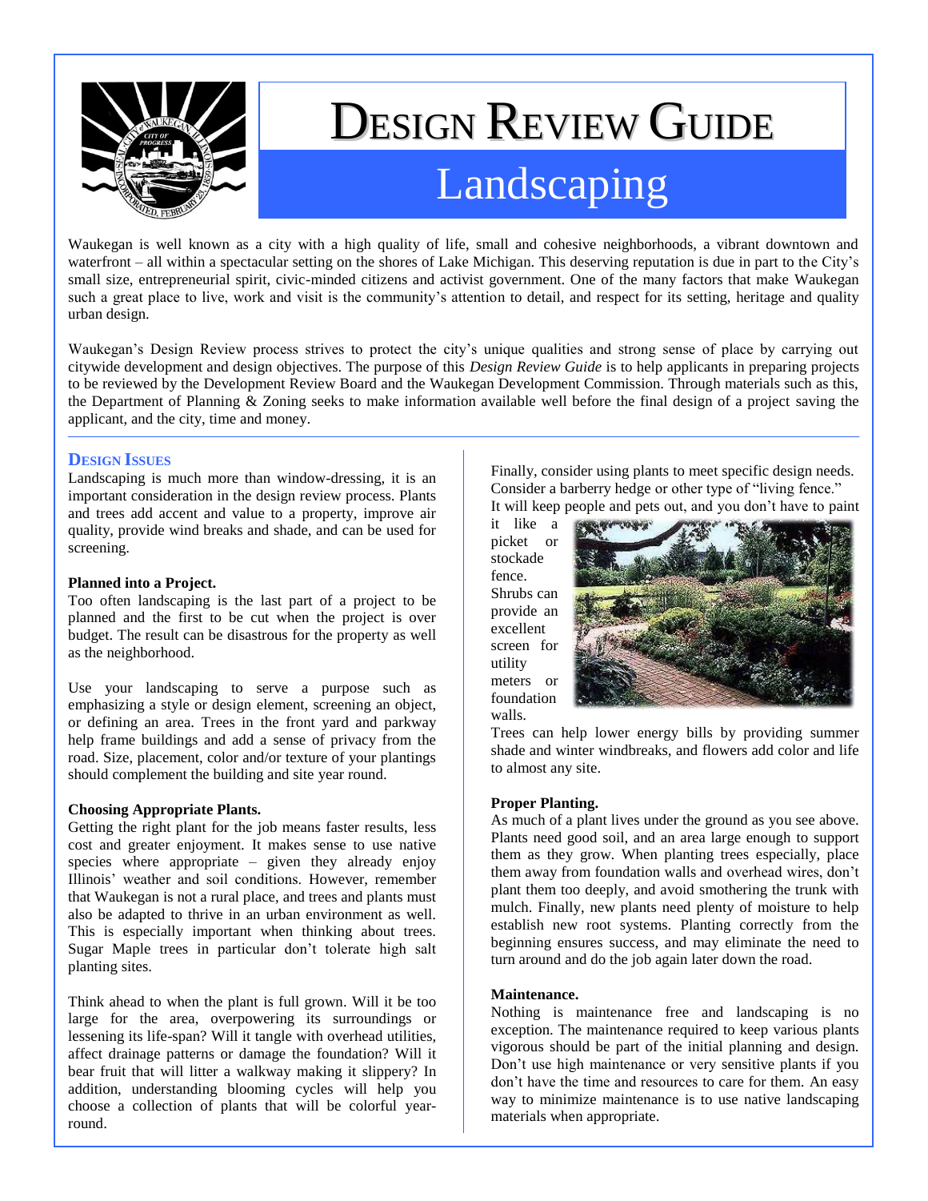# Design Review Guide

## Landscaping

Waukegan is well known as a city with a high quality of life, small and cohesive neighborhoods, a vibrant downtown and waterfront – all within a spectacular setting on the shores of Lake Michigan. This deserving reputation is due in part to the City's small size, entrepreneurial spirit, civic-minded citizens and activist government. One of the many factors that make Waukegan such a great place to live, work and visit is the community's attention to detail, and respect for its setting, heritage and quality urban design.

Waukegan's Design Review process strives to protect the city's unique qualities and strong sense of place by carrying out citywide development and design objectives. The purpose of this *Design Review Guide* is to help applicants in preparing projects to be reviewed by the Development Review Board and the Waukegan Development Commission. Through materials such as this, the Department of Planning & Zoning seeks to make information available well before the final design of a project saving the applicant, and the city, time and money.

### Design Issues

Landscaping is much more than window-dressing, it is an important consideration in the design review process. Plants and trees add accent and value to a property, improve air quality, provide wind breaks and shade, and can be used for screening.

**Planned into a Project.**
Too often landscaping is the last part of a project to be planned and the first to be cut when the project is over budget. The result can be disastrous for the property as well as the neighborhood.

Use your landscaping to serve a purpose such as emphasizing a style or design element, screening an object, or defining an area. Trees in the front yard and parkway help frame buildings and add a sense of privacy from the road. Size, placement, color and/or texture of your plantings should complement the building and site year round.

**Choosing Appropriate Plants.**
Getting the right plant for the job means faster results, less cost and greater enjoyment. It makes sense to use native species where appropriate – given they already enjoy Illinois' weather and soil conditions. However, remember that Waukegan is not a rural place, and trees and plants must also be adapted to thrive in an urban environment as well. This is especially important when thinking about trees. Sugar Maple trees in particular don't tolerate high salt planting sites.

Think ahead to when the plant is full grown. Will it be too large for the area, overpowering its surroundings or lessening its life-span? Will it tangle with overhead utilities, affect drainage patterns or damage the foundation? Will it bear fruit that will litter a walkway making it slippery? In addition, understanding blooming cycles will help you choose a collection of plants that will be colorful year-round.

Finally, consider using plants to meet specific design needs. Consider a barberry hedge or other type of "living fence." It will keep people and pets out, and you don't have to paint it like a picket or stockade fence. Shrubs can provide an excellent screen for utility meters or foundation walls. Trees can help lower energy bills by providing summer shade and winter windbreaks, and flowers add color and life to almost any site.

**Proper Planting.**
As much of a plant lives under the ground as you see above. Plants need good soil, and an area large enough to support them as they grow. When planting trees especially, place them away from foundation walls and overhead wires, don't plant them too deeply, and avoid smothering the trunk with mulch. Finally, new plants need plenty of moisture to help establish new root systems. Planting correctly from the beginning ensures success, and may eliminate the need to turn around and do the job again later down the road.

**Maintenance.**
Nothing is maintenance free and landscaping is no exception. The maintenance required to keep various plants vigorous should be part of the initial planning and design. Don't use high maintenance or very sensitive plants if you don't have the time and resources to care for them. An easy way to minimize maintenance is to use native landscaping materials when appropriate.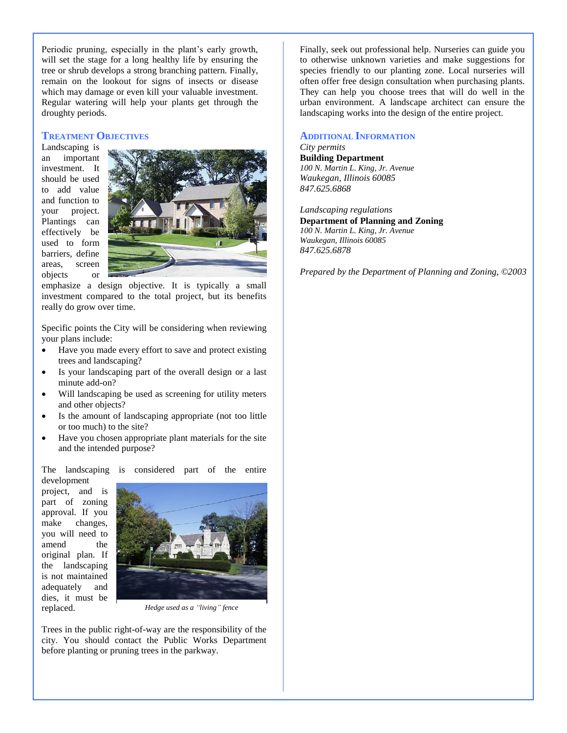Periodic pruning, especially in the plant's early growth, will set the stage for a long healthy life by ensuring the tree or shrub develops a strong branching pattern. Finally, remain on the lookout for signs of insects or disease which may damage or even kill your valuable investment. Regular watering will help your plants get through the droughty periods.

## Treatment Objectives

Landscaping is an important investment. It should be used to add value and function to your project. Plantings can effectively be used to form barriers, define areas, screen objects or emphasize a design objective. It is typically a small investment compared to the total project, but its benefits really do grow over time.

Specific points the City will be considering when reviewing your plans include:

- Have you made every effort to save and protect existing trees and landscaping?
- Is your landscaping part of the overall design or a last minute add-on?
- Will landscaping be used as screening for utility meters and other objects?
- Is the amount of landscaping appropriate (not too little or too much) to the site?
- Have you chosen appropriate plant materials for the site and the intended purpose?

The landscaping is considered part of the entire development project, and is part of zoning approval. If you make changes, you will need to amend the original plan. If the landscaping is not maintained adequately and dies, it must be replaced.

*Hedge used as a "living" fence*

Trees in the public right-of-way are the responsibility of the city. You should contact the Public Works Department before planting or pruning trees in the parkway.

Finally, seek out professional help. Nurseries can guide you to otherwise unknown varieties and make suggestions for species friendly to our planting zone. Local nurseries will often offer free design consultation when purchasing plants. They can help you choose trees that will do well in the urban environment. A landscape architect can ensure the landscaping works into the design of the entire project.

## Additional Information

*City permits*
**Building Department**
*100 N. Martin L. King, Jr. Avenue*
*Waukegan, Illinois 60085*
*847.625.6868*

*Landscaping regulations*
**Department of Planning and Zoning**
*100 N. Martin L. King, Jr. Avenue*
*Waukegan, Illinois 60085*
*847.625.6878*

*Prepared by the Department of Planning and Zoning, ©2003*